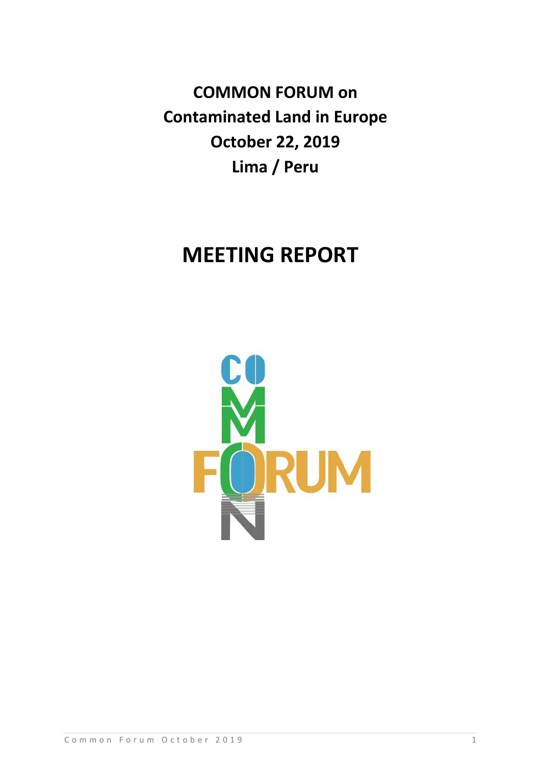**COMMON FORUM on**
**Contaminated Land in Europe**
**October 22, 2019**
**Lima / Peru**

# MEETING REPORT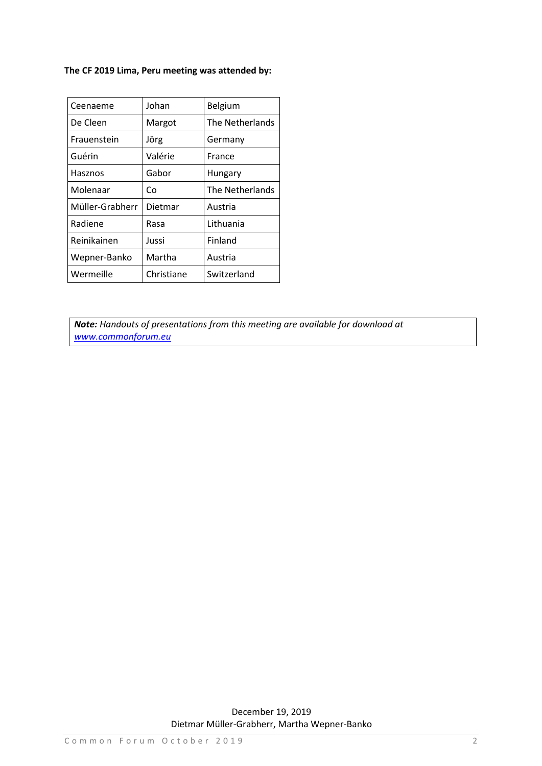**The CF 2019 Lima, Peru meeting was attended by:**

| | | |
|---|---|---|
| Ceenaeme | Johan | Belgium |
| De Cleen | Margot | The Netherlands |
| Frauenstein | Jörg | Germany |
| Guérin | Valérie | France |
| Hasznos | Gabor | Hungary |
| Molenaar | Co | The Netherlands |
| Müller-Grabherr | Dietmar | Austria |
| Radiene | Rasa | Lithuania |
| Reinikainen | Jussi | Finland |
| Wepner-Banko | Martha | Austria |
| Wermeille | Christiane | Switzerland |

***Note:*** *Handouts of presentations from this meeting are available for download at [www.commonforum.eu](www.commonforum.eu)*

December 19, 2019
Dietmar Müller-Grabherr, Martha Wepner-Banko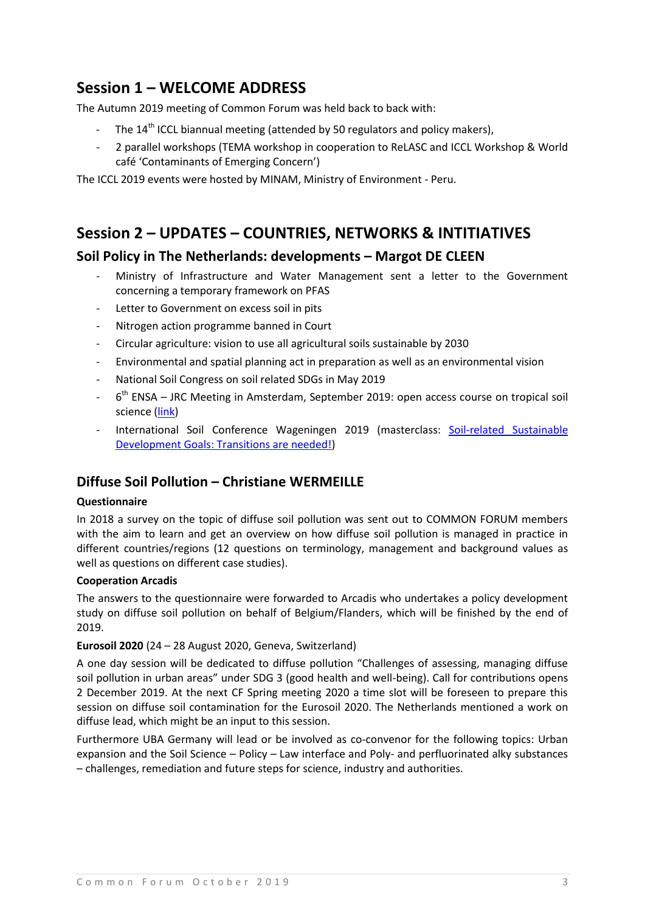## Session 1 – WELCOME ADDRESS

The Autumn 2019 meeting of Common Forum was held back to back with:

- The 14th ICCL biannual meeting (attended by 50 regulators and policy makers),
- 2 parallel workshops (TEMA workshop in cooperation to ReLASC and ICCL Workshop & World café 'Contaminants of Emerging Concern')

The ICCL 2019 events were hosted by MINAM, Ministry of Environment - Peru.

## Session 2 – UPDATES – COUNTRIES, NETWORKS & INTITIATIVES

### Soil Policy in The Netherlands: developments – Margot DE CLEEN

- Ministry of Infrastructure and Water Management sent a letter to the Government concerning a temporary framework on PFAS
- Letter to Government on excess soil in pits
- Nitrogen action programme banned in Court
- Circular agriculture: vision to use all agricultural soils sustainable by 2030
- Environmental and spatial planning act in preparation as well as an environmental vision
- National Soil Congress on soil related SDGs in May 2019
- 6th ENSA – JRC Meeting in Amsterdam, September 2019: open access course on tropical soil science (link)
- International Soil Conference Wageningen 2019 (masterclass: Soil-related Sustainable Development Goals: Transitions are needed!)

### Diffuse Soil Pollution – Christiane WERMEILLE

**Questionnaire**

In 2018 a survey on the topic of diffuse soil pollution was sent out to COMMON FORUM members with the aim to learn and get an overview on how diffuse soil pollution is managed in practice in different countries/regions (12 questions on terminology, management and background values as well as questions on different case studies).

**Cooperation Arcadis**

The answers to the questionnaire were forwarded to Arcadis who undertakes a policy development study on diffuse soil pollution on behalf of Belgium/Flanders, which will be finished by the end of 2019.

**Eurosoil 2020** (24 – 28 August 2020, Geneva, Switzerland)

A one day session will be dedicated to diffuse pollution "Challenges of assessing, managing diffuse soil pollution in urban areas" under SDG 3 (good health and well-being). Call for contributions opens 2 December 2019. At the next CF Spring meeting 2020 a time slot will be foreseen to prepare this session on diffuse soil contamination for the Eurosoil 2020. The Netherlands mentioned a work on diffuse lead, which might be an input to this session.

Furthermore UBA Germany will lead or be involved as co-convenor for the following topics: Urban expansion and the Soil Science – Policy – Law interface and Poly- and perfluorinated alky substances – challenges, remediation and future steps for science, industry and authorities.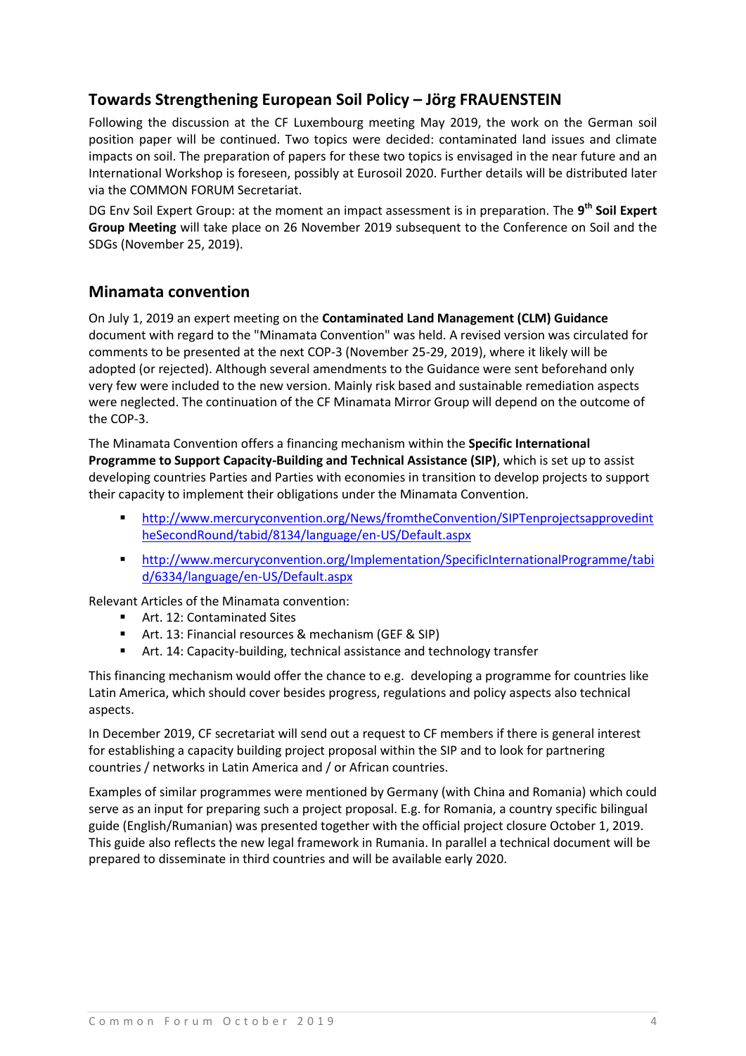## Towards Strengthening European Soil Policy – Jörg FRAUENSTEIN

Following the discussion at the CF Luxembourg meeting May 2019, the work on the German soil position paper will be continued. Two topics were decided: contaminated land issues and climate impacts on soil. The preparation of papers for these two topics is envisaged in the near future and an International Workshop is foreseen, possibly at Eurosoil 2020. Further details will be distributed later via the COMMON FORUM Secretariat.

DG Env Soil Expert Group: at the moment an impact assessment is in preparation. The **9th Soil Expert Group Meeting** will take place on 26 November 2019 subsequent to the Conference on Soil and the SDGs (November 25, 2019).

## Minamata convention

On July 1, 2019 an expert meeting on the **Contaminated Land Management (CLM) Guidance** document with regard to the "Minamata Convention" was held. A revised version was circulated for comments to be presented at the next COP-3 (November 25-29, 2019), where it likely will be adopted (or rejected). Although several amendments to the Guidance were sent beforehand only very few were included to the new version. Mainly risk based and sustainable remediation aspects were neglected. The continuation of the CF Minamata Mirror Group will depend on the outcome of the COP-3.

The Minamata Convention offers a financing mechanism within the **Specific International Programme to Support Capacity-Building and Technical Assistance (SIP)**, which is set up to assist developing countries Parties and Parties with economies in transition to develop projects to support their capacity to implement their obligations under the Minamata Convention.

- http://www.mercuryconvention.org/News/fromtheConvention/SIPTenprojectsapprovedintheSecondRound/tabid/8134/language/en-US/Default.aspx
- http://www.mercuryconvention.org/Implementation/SpecificInternationalProgramme/tabid/6334/language/en-US/Default.aspx

Relevant Articles of the Minamata convention:

- Art. 12: Contaminated Sites
- Art. 13: Financial resources & mechanism (GEF & SIP)
- Art. 14: Capacity-building, technical assistance and technology transfer

This financing mechanism would offer the chance to e.g. developing a programme for countries like Latin America, which should cover besides progress, regulations and policy aspects also technical aspects.

In December 2019, CF secretariat will send out a request to CF members if there is general interest for establishing a capacity building project proposal within the SIP and to look for partnering countries / networks in Latin America and / or African countries.

Examples of similar programmes were mentioned by Germany (with China and Romania) which could serve as an input for preparing such a project proposal. E.g. for Romania, a country specific bilingual guide (English/Rumanian) was presented together with the official project closure October 1, 2019. This guide also reflects the new legal framework in Rumania. In parallel a technical document will be prepared to disseminate in third countries and will be available early 2020.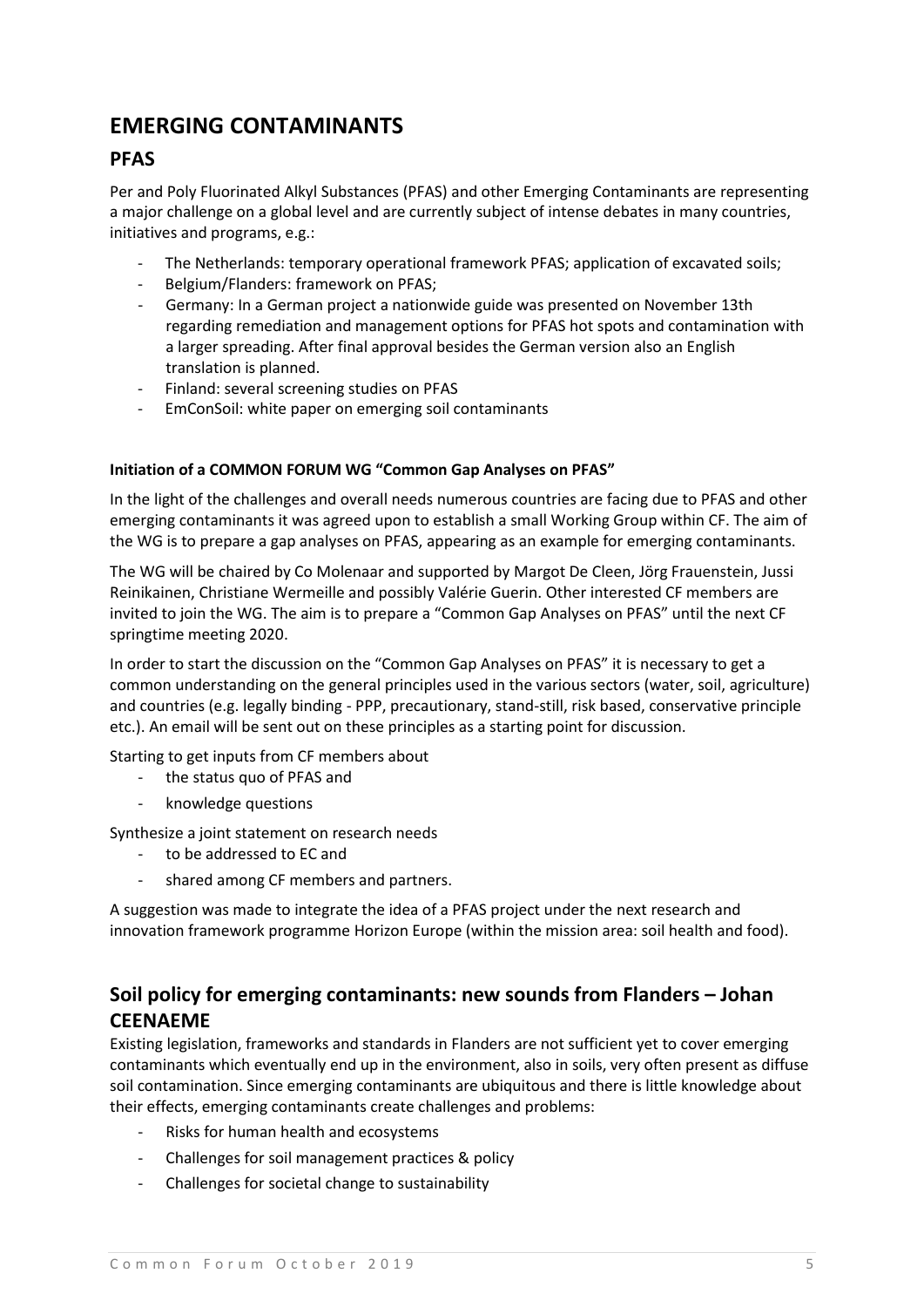# EMERGING CONTAMINANTS

## PFAS

Per and Poly Fluorinated Alkyl Substances (PFAS) and other Emerging Contaminants are representing a major challenge on a global level and are currently subject of intense debates in many countries, initiatives and programs, e.g.:

- The Netherlands: temporary operational framework PFAS; application of excavated soils;
- Belgium/Flanders: framework on PFAS;
- Germany: In a German project a nationwide guide was presented on November 13th regarding remediation and management options for PFAS hot spots and contamination with a larger spreading. After final approval besides the German version also an English translation is planned.
- Finland: several screening studies on PFAS
- EmConSoil: white paper on emerging soil contaminants

**Initiation of a COMMON FORUM WG "Common Gap Analyses on PFAS"**

In the light of the challenges and overall needs numerous countries are facing due to PFAS and other emerging contaminants it was agreed upon to establish a small Working Group within CF. The aim of the WG is to prepare a gap analyses on PFAS, appearing as an example for emerging contaminants.

The WG will be chaired by Co Molenaar and supported by Margot De Cleen, Jörg Frauenstein, Jussi Reinikainen, Christiane Wermeille and possibly Valérie Guerin. Other interested CF members are invited to join the WG. The aim is to prepare a "Common Gap Analyses on PFAS" until the next CF springtime meeting 2020.

In order to start the discussion on the "Common Gap Analyses on PFAS" it is necessary to get a common understanding on the general principles used in the various sectors (water, soil, agriculture) and countries (e.g. legally binding - PPP, precautionary, stand-still, risk based, conservative principle etc.). An email will be sent out on these principles as a starting point for discussion.

Starting to get inputs from CF members about

- the status quo of PFAS and
- knowledge questions

Synthesize a joint statement on research needs

- to be addressed to EC and
- shared among CF members and partners.

A suggestion was made to integrate the idea of a PFAS project under the next research and innovation framework programme Horizon Europe (within the mission area: soil health and food).

## Soil policy for emerging contaminants: new sounds from Flanders – Johan CEENAEME

Existing legislation, frameworks and standards in Flanders are not sufficient yet to cover emerging contaminants which eventually end up in the environment, also in soils, very often present as diffuse soil contamination. Since emerging contaminants are ubiquitous and there is little knowledge about their effects, emerging contaminants create challenges and problems:

- Risks for human health and ecosystems
- Challenges for soil management practices & policy
- Challenges for societal change to sustainability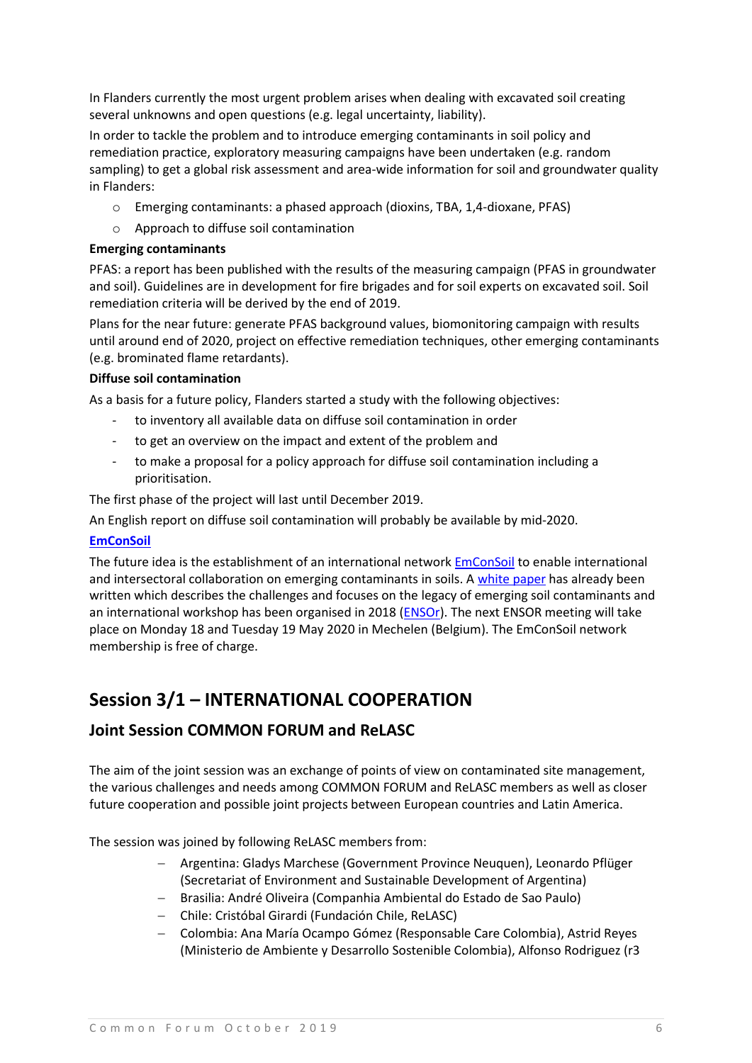In Flanders currently the most urgent problem arises when dealing with excavated soil creating several unknowns and open questions (e.g. legal uncertainty, liability).

In order to tackle the problem and to introduce emerging contaminants in soil policy and remediation practice, exploratory measuring campaigns have been undertaken (e.g. random sampling) to get a global risk assessment and area-wide information for soil and groundwater quality in Flanders:

- Emerging contaminants: a phased approach (dioxins, TBA, 1,4-dioxane, PFAS)
- Approach to diffuse soil contamination

**Emerging contaminants**

PFAS: a report has been published with the results of the measuring campaign (PFAS in groundwater and soil). Guidelines are in development for fire brigades and for soil experts on excavated soil. Soil remediation criteria will be derived by the end of 2019.

Plans for the near future: generate PFAS background values, biomonitoring campaign with results until around end of 2020, project on effective remediation techniques, other emerging contaminants (e.g. brominated flame retardants).

**Diffuse soil contamination**

As a basis for a future policy, Flanders started a study with the following objectives:

- to inventory all available data on diffuse soil contamination in order
- to get an overview on the impact and extent of the problem and
- to make a proposal for a policy approach for diffuse soil contamination including a prioritisation.

The first phase of the project will last until December 2019.

An English report on diffuse soil contamination will probably be available by mid-2020.

**EmConSoil**

The future idea is the establishment of an international network EmConSoil to enable international and intersectoral collaboration on emerging contaminants in soils. A white paper has already been written which describes the challenges and focuses on the legacy of emerging soil contaminants and an international workshop has been organised in 2018 (ENSOr). The next ENSOR meeting will take place on Monday 18 and Tuesday 19 May 2020 in Mechelen (Belgium). The EmConSoil network membership is free of charge.

## Session 3/1 – INTERNATIONAL COOPERATION

### Joint Session COMMON FORUM and ReLASC

The aim of the joint session was an exchange of points of view on contaminated site management, the various challenges and needs among COMMON FORUM and ReLASC members as well as closer future cooperation and possible joint projects between European countries and Latin America.

The session was joined by following ReLASC members from:

- Argentina: Gladys Marchese (Government Province Neuquen), Leonardo Pflüger (Secretariat of Environment and Sustainable Development of Argentina)
- Brasilia: André Oliveira (Companhia Ambiental do Estado de Sao Paulo)
- Chile: Cristóbal Girardi (Fundación Chile, ReLASC)
- Colombia: Ana María Ocampo Gómez (Responsable Care Colombia), Astrid Reyes (Ministerio de Ambiente y Desarrollo Sostenible Colombia), Alfonso Rodriguez (r3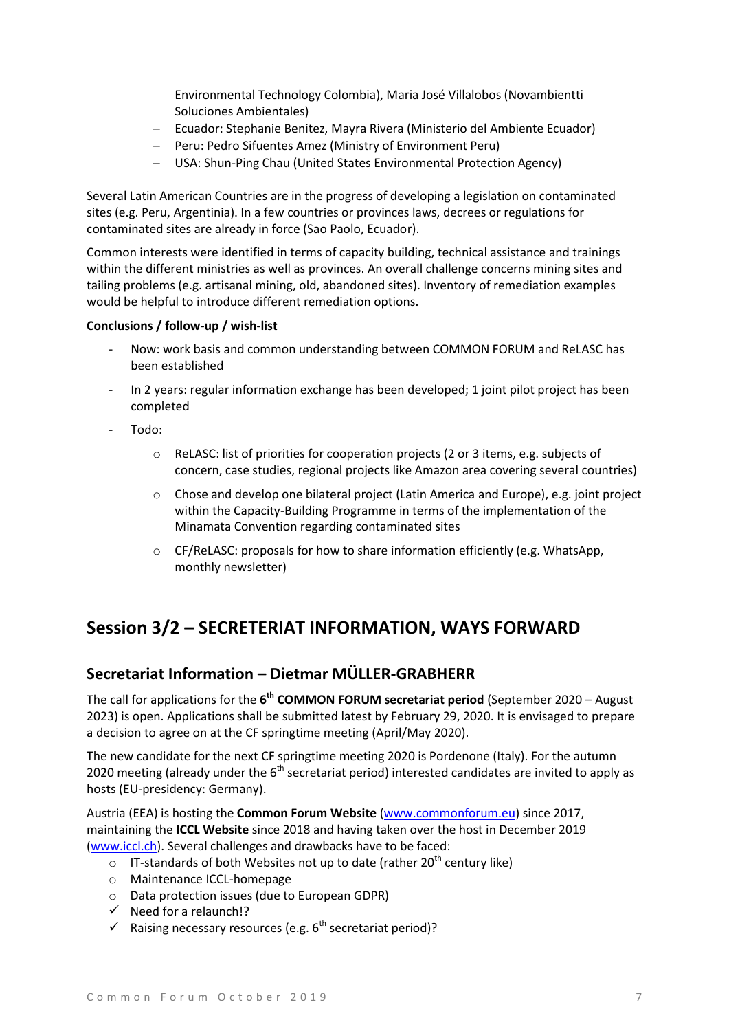Environmental Technology Colombia), Maria José Villalobos (Novambientti Soluciones Ambientales)

- Ecuador: Stephanie Benitez, Mayra Rivera (Ministerio del Ambiente Ecuador)
- Peru: Pedro Sifuentes Amez (Ministry of Environment Peru)
- USA: Shun-Ping Chau (United States Environmental Protection Agency)

Several Latin American Countries are in the progress of developing a legislation on contaminated sites (e.g. Peru, Argentinia). In a few countries or provinces laws, decrees or regulations for contaminated sites are already in force (Sao Paolo, Ecuador).

Common interests were identified in terms of capacity building, technical assistance and trainings within the different ministries as well as provinces. An overall challenge concerns mining sites and tailing problems (e.g. artisanal mining, old, abandoned sites). Inventory of remediation examples would be helpful to introduce different remediation options.

**Conclusions / follow-up / wish-list**

- Now: work basis and common understanding between COMMON FORUM and ReLASC has been established
- In 2 years: regular information exchange has been developed; 1 joint pilot project has been completed
- Todo:
  - ReLASC: list of priorities for cooperation projects (2 or 3 items, e.g. subjects of concern, case studies, regional projects like Amazon area covering several countries)
  - Chose and develop one bilateral project (Latin America and Europe), e.g. joint project within the Capacity-Building Programme in terms of the implementation of the Minamata Convention regarding contaminated sites
  - CF/ReLASC: proposals for how to share information efficiently (e.g. WhatsApp, monthly newsletter)

## Session 3/2 – SECRETERIAT INFORMATION, WAYS FORWARD

### Secretariat Information – Dietmar MÜLLER-GRABHERR

The call for applications for the **6th COMMON FORUM secretariat period** (September 2020 – August 2023) is open. Applications shall be submitted latest by February 29, 2020. It is envisaged to prepare a decision to agree on at the CF springtime meeting (April/May 2020).

The new candidate for the next CF springtime meeting 2020 is Pordenone (Italy). For the autumn 2020 meeting (already under the 6th secretariat period) interested candidates are invited to apply as hosts (EU-presidency: Germany).

Austria (EEA) is hosting the **Common Forum Website** (www.commonforum.eu) since 2017, maintaining the **ICCL Website** since 2018 and having taken over the host in December 2019 (www.iccl.ch). Several challenges and drawbacks have to be faced:

- IT-standards of both Websites not up to date (rather 20th century like)
- Maintenance ICCL-homepage
- Data protection issues (due to European GDPR)
- ✓ Need for a relaunch!?
- ✓ Raising necessary resources (e.g. 6th secretariat period)?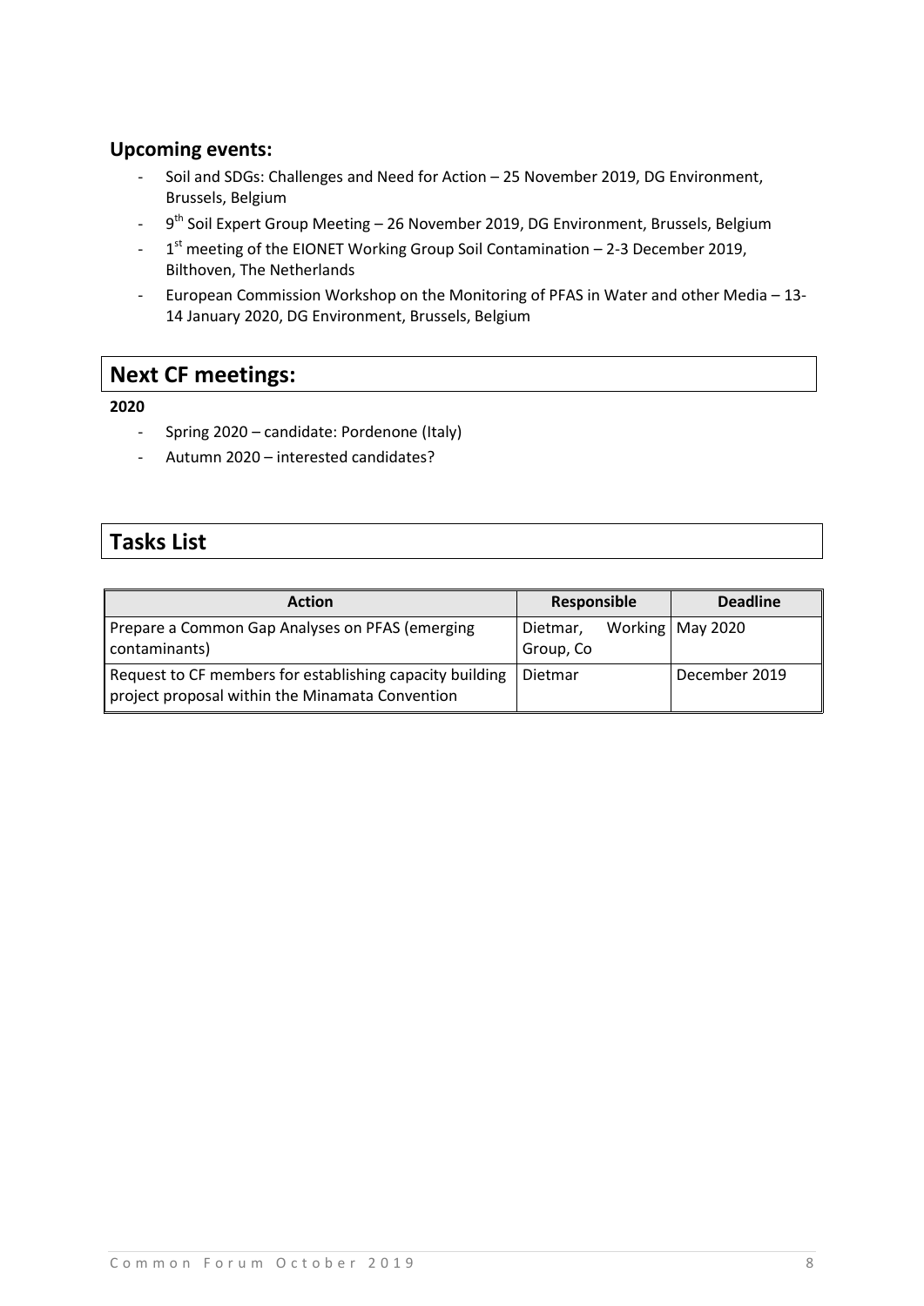### Upcoming events:

- Soil and SDGs: Challenges and Need for Action – 25 November 2019, DG Environment, Brussels, Belgium
- 9th Soil Expert Group Meeting – 26 November 2019, DG Environment, Brussels, Belgium
- 1st meeting of the EIONET Working Group Soil Contamination – 2-3 December 2019, Bilthoven, The Netherlands
- European Commission Workshop on the Monitoring of PFAS in Water and other Media – 13-14 January 2020, DG Environment, Brussels, Belgium

## Next CF meetings:

**2020**

- Spring 2020 – candidate: Pordenone (Italy)
- Autumn 2020 – interested candidates?

## Tasks List

| Action | Responsible | Deadline |
|---|---|---|
| Prepare a Common Gap Analyses on PFAS (emerging contaminants) | Dietmar, Working Group, Co | May 2020 |
| Request to CF members for establishing capacity building project proposal within the Minamata Convention | Dietmar | December 2019 |